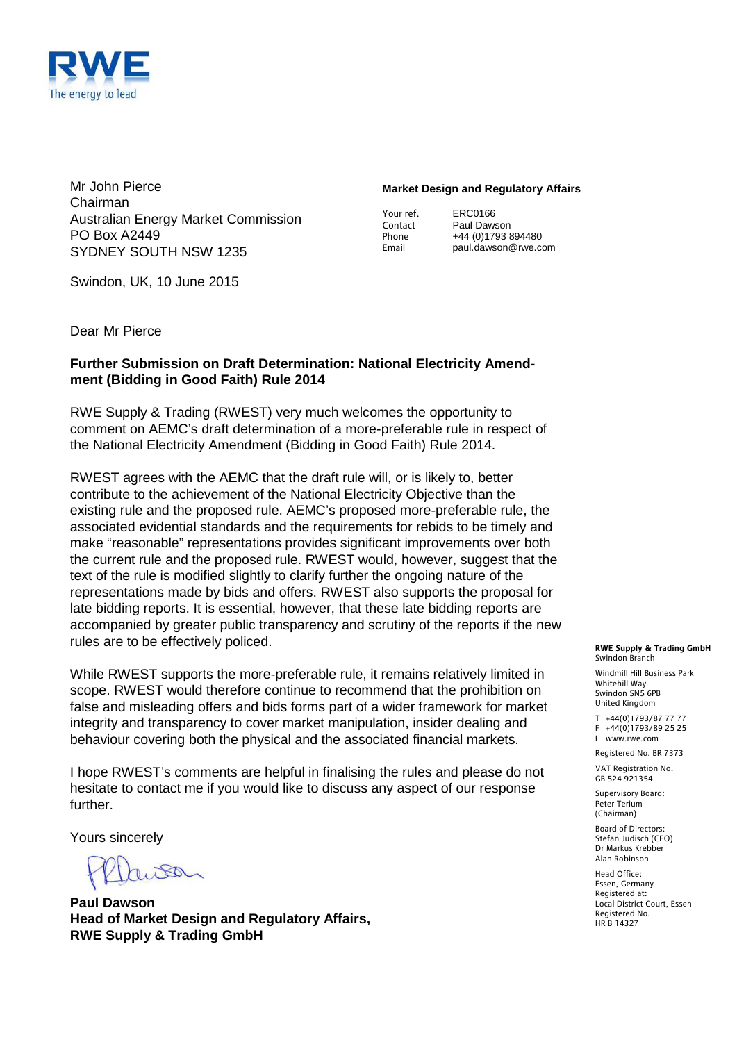RWE
The energy to lead

Mr John Pierce
Chairman
Australian Energy Market Commission
PO Box A2449
SYDNEY SOUTH NSW 1235

**Market Design and Regulatory Affairs**

Your ref. ERC0166
Contact Paul Dawson
Phone +44 (0)1793 894480
Email paul.dawson@rwe.com

Swindon, UK, 10 June 2015

Dear Mr Pierce

**Further Submission on Draft Determination: National Electricity Amendment (Bidding in Good Faith) Rule 2014**

RWE Supply & Trading (RWEST) very much welcomes the opportunity to comment on AEMC's draft determination of a more-preferable rule in respect of the National Electricity Amendment (Bidding in Good Faith) Rule 2014.

RWEST agrees with the AEMC that the draft rule will, or is likely to, better contribute to the achievement of the National Electricity Objective than the existing rule and the proposed rule. AEMC's proposed more-preferable rule, the associated evidential standards and the requirements for rebids to be timely and make "reasonable" representations provides significant improvements over both the current rule and the proposed rule. RWEST would, however, suggest that the text of the rule is modified slightly to clarify further the ongoing nature of the representations made by bids and offers. RWEST also supports the proposal for late bidding reports. It is essential, however, that these late bidding reports are accompanied by greater public transparency and scrutiny of the reports if the new rules are to be effectively policed.

While RWEST supports the more-preferable rule, it remains relatively limited in scope. RWEST would therefore continue to recommend that the prohibition on false and misleading offers and bids forms part of a wider framework for market integrity and transparency to cover market manipulation, insider dealing and behaviour covering both the physical and the associated financial markets.

I hope RWEST's comments are helpful in finalising the rules and please do not hesitate to contact me if you would like to discuss any aspect of our response further.

Yours sincerely

**Paul Dawson**
**Head of Market Design and Regulatory Affairs,**
**RWE Supply & Trading GmbH**

**RWE Supply & Trading GmbH**
Swindon Branch

Windmill Hill Business Park
Whitehill Way
Swindon SN5 6PB
United Kingdom

T +44(0)1793/87 77 77
F +44(0)1793/89 25 25
I www.rwe.com

Registered No. BR 7373

VAT Registration No.
GB 524 921354

Supervisory Board:
Peter Terium
(Chairman)

Board of Directors:
Stefan Judisch (CEO)
Dr Markus Krebber
Alan Robinson

Head Office:
Essen, Germany
Registered at:
Local District Court, Essen
Registered No.
HR B 14327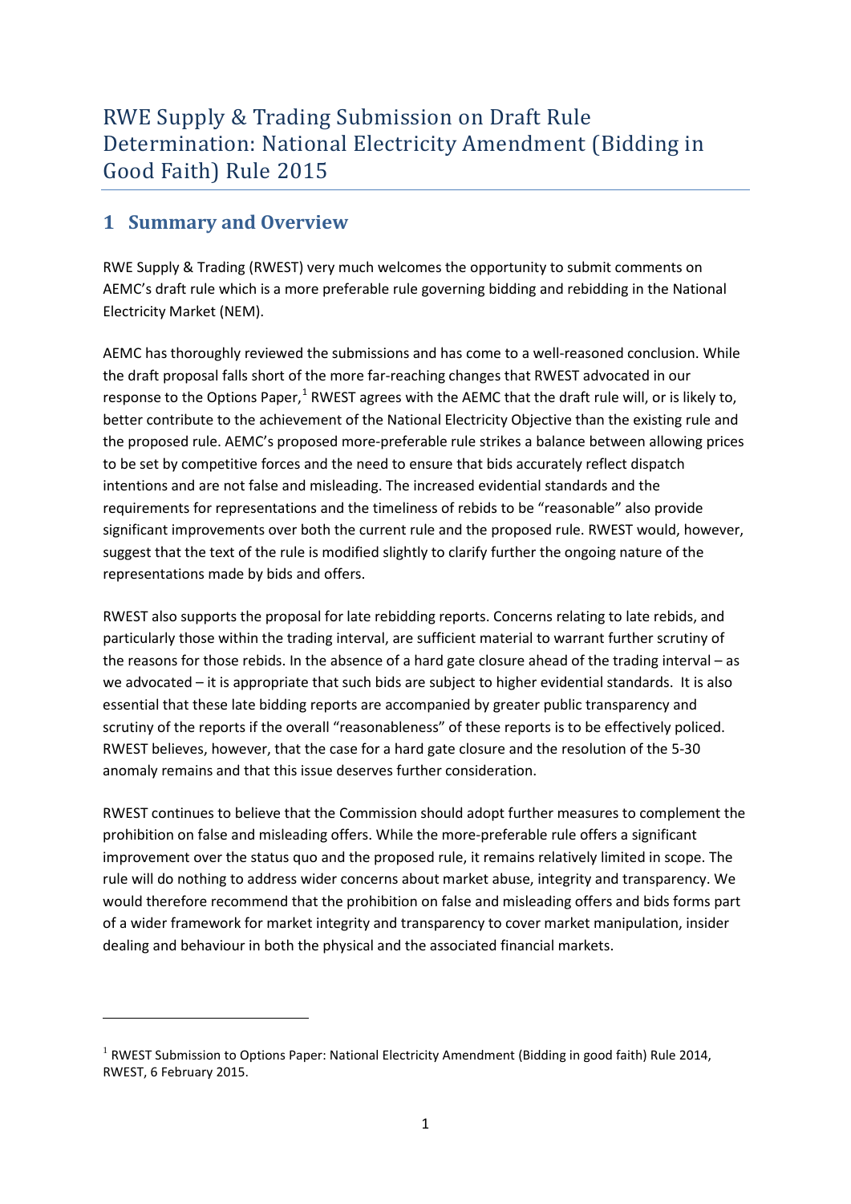# RWE Supply & Trading Submission on Draft Rule Determination: National Electricity Amendment (Bidding in Good Faith) Rule 2015

## 1 Summary and Overview

RWE Supply & Trading (RWEST) very much welcomes the opportunity to submit comments on AEMC's draft rule which is a more preferable rule governing bidding and rebidding in the National Electricity Market (NEM).

AEMC has thoroughly reviewed the submissions and has come to a well-reasoned conclusion. While the draft proposal falls short of the more far-reaching changes that RWEST advocated in our response to the Options Paper,[1] RWEST agrees with the AEMC that the draft rule will, or is likely to, better contribute to the achievement of the National Electricity Objective than the existing rule and the proposed rule. AEMC's proposed more-preferable rule strikes a balance between allowing prices to be set by competitive forces and the need to ensure that bids accurately reflect dispatch intentions and are not false and misleading. The increased evidential standards and the requirements for representations and the timeliness of rebids to be "reasonable" also provide significant improvements over both the current rule and the proposed rule. RWEST would, however, suggest that the text of the rule is modified slightly to clarify further the ongoing nature of the representations made by bids and offers.

RWEST also supports the proposal for late rebidding reports. Concerns relating to late rebids, and particularly those within the trading interval, are sufficient material to warrant further scrutiny of the reasons for those rebids. In the absence of a hard gate closure ahead of the trading interval – as we advocated – it is appropriate that such bids are subject to higher evidential standards. It is also essential that these late bidding reports are accompanied by greater public transparency and scrutiny of the reports if the overall "reasonableness" of these reports is to be effectively policed. RWEST believes, however, that the case for a hard gate closure and the resolution of the 5-30 anomaly remains and that this issue deserves further consideration.

RWEST continues to believe that the Commission should adopt further measures to complement the prohibition on false and misleading offers. While the more-preferable rule offers a significant improvement over the status quo and the proposed rule, it remains relatively limited in scope. The rule will do nothing to address wider concerns about market abuse, integrity and transparency. We would therefore recommend that the prohibition on false and misleading offers and bids forms part of a wider framework for market integrity and transparency to cover market manipulation, insider dealing and behaviour in both the physical and the associated financial markets.

---

[1] RWEST Submission to Options Paper: National Electricity Amendment (Bidding in good faith) Rule 2014, RWEST, 6 February 2015.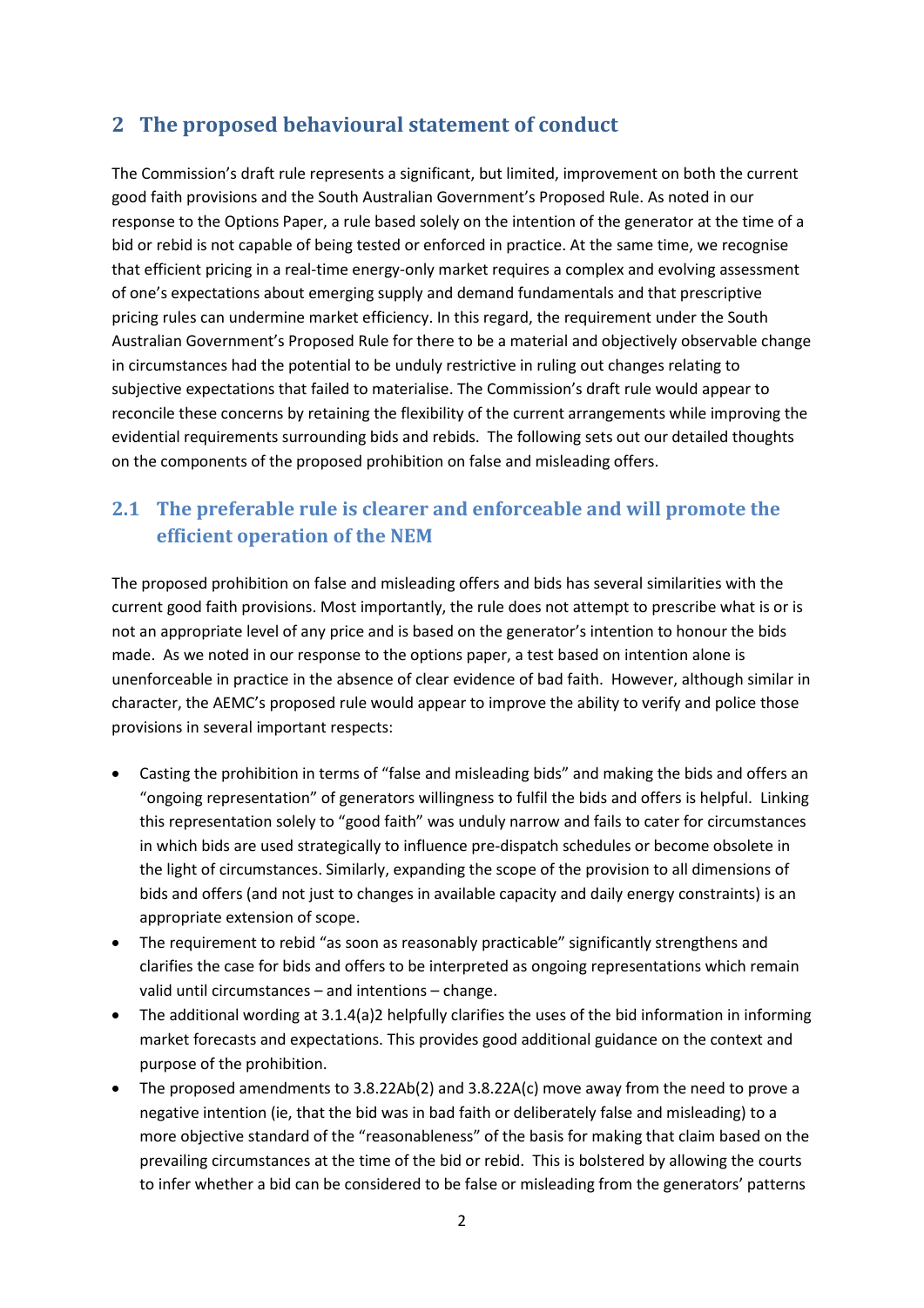## 2 The proposed behavioural statement of conduct

The Commission's draft rule represents a significant, but limited, improvement on both the current good faith provisions and the South Australian Government's Proposed Rule. As noted in our response to the Options Paper, a rule based solely on the intention of the generator at the time of a bid or rebid is not capable of being tested or enforced in practice. At the same time, we recognise that efficient pricing in a real-time energy-only market requires a complex and evolving assessment of one's expectations about emerging supply and demand fundamentals and that prescriptive pricing rules can undermine market efficiency. In this regard, the requirement under the South Australian Government's Proposed Rule for there to be a material and objectively observable change in circumstances had the potential to be unduly restrictive in ruling out changes relating to subjective expectations that failed to materialise. The Commission's draft rule would appear to reconcile these concerns by retaining the flexibility of the current arrangements while improving the evidential requirements surrounding bids and rebids. The following sets out our detailed thoughts on the components of the proposed prohibition on false and misleading offers.

### 2.1 The preferable rule is clearer and enforceable and will promote the efficient operation of the NEM

The proposed prohibition on false and misleading offers and bids has several similarities with the current good faith provisions. Most importantly, the rule does not attempt to prescribe what is or is not an appropriate level of any price and is based on the generator's intention to honour the bids made. As we noted in our response to the options paper, a test based on intention alone is unenforceable in practice in the absence of clear evidence of bad faith. However, although similar in character, the AEMC's proposed rule would appear to improve the ability to verify and police those provisions in several important respects:

- Casting the prohibition in terms of "false and misleading bids" and making the bids and offers an "ongoing representation" of generators willingness to fulfil the bids and offers is helpful. Linking this representation solely to "good faith" was unduly narrow and fails to cater for circumstances in which bids are used strategically to influence pre-dispatch schedules or become obsolete in the light of circumstances. Similarly, expanding the scope of the provision to all dimensions of bids and offers (and not just to changes in available capacity and daily energy constraints) is an appropriate extension of scope.
- The requirement to rebid "as soon as reasonably practicable" significantly strengthens and clarifies the case for bids and offers to be interpreted as ongoing representations which remain valid until circumstances – and intentions – change.
- The additional wording at 3.1.4(a)2 helpfully clarifies the uses of the bid information in informing market forecasts and expectations. This provides good additional guidance on the context and purpose of the prohibition.
- The proposed amendments to 3.8.22Ab(2) and 3.8.22A(c) move away from the need to prove a negative intention (ie, that the bid was in bad faith or deliberately false and misleading) to a more objective standard of the "reasonableness" of the basis for making that claim based on the prevailing circumstances at the time of the bid or rebid. This is bolstered by allowing the courts to infer whether a bid can be considered to be false or misleading from the generators' patterns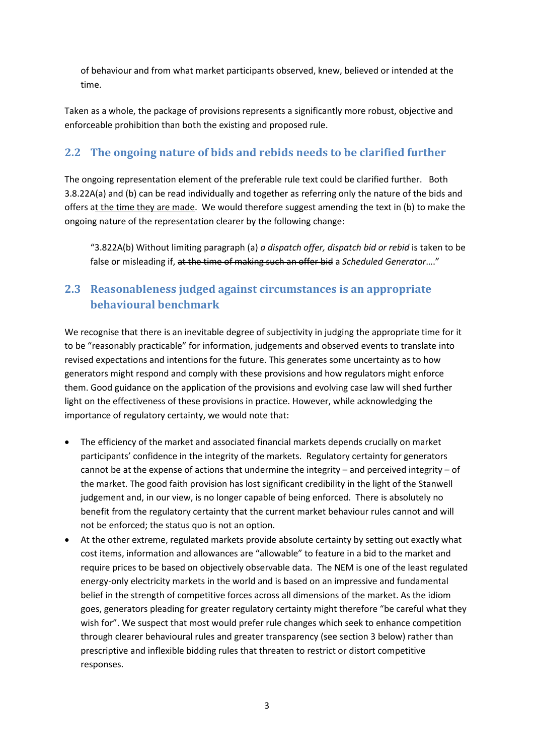of behaviour and from what market participants observed, knew, believed or intended at the time.

Taken as a whole, the package of provisions represents a significantly more robust, objective and enforceable prohibition than both the existing and proposed rule.

## 2.2 The ongoing nature of bids and rebids needs to be clarified further

The ongoing representation element of the preferable rule text could be clarified further. Both 3.8.22A(a) and (b) can be read individually and together as referring only the nature of the bids and offers at the time they are made. We would therefore suggest amending the text in (b) to make the ongoing nature of the representation clearer by the following change:

> "3.822A(b) Without limiting paragraph (a) *a dispatch offer, dispatch bid or rebid* is taken to be false or misleading if, ~~at the time of making such an offer bid~~ a *Scheduled Generator*…."

## 2.3 Reasonableness judged against circumstances is an appropriate behavioural benchmark

We recognise that there is an inevitable degree of subjectivity in judging the appropriate time for it to be "reasonably practicable" for information, judgements and observed events to translate into revised expectations and intentions for the future. This generates some uncertainty as to how generators might respond and comply with these provisions and how regulators might enforce them. Good guidance on the application of the provisions and evolving case law will shed further light on the effectiveness of these provisions in practice. However, while acknowledging the importance of regulatory certainty, we would note that:

- The efficiency of the market and associated financial markets depends crucially on market participants' confidence in the integrity of the markets. Regulatory certainty for generators cannot be at the expense of actions that undermine the integrity – and perceived integrity – of the market. The good faith provision has lost significant credibility in the light of the Stanwell judgement and, in our view, is no longer capable of being enforced. There is absolutely no benefit from the regulatory certainty that the current market behaviour rules cannot and will not be enforced; the status quo is not an option.
- At the other extreme, regulated markets provide absolute certainty by setting out exactly what cost items, information and allowances are "allowable" to feature in a bid to the market and require prices to be based on objectively observable data. The NEM is one of the least regulated energy-only electricity markets in the world and is based on an impressive and fundamental belief in the strength of competitive forces across all dimensions of the market. As the idiom goes, generators pleading for greater regulatory certainty might therefore "be careful what they wish for". We suspect that most would prefer rule changes which seek to enhance competition through clearer behavioural rules and greater transparency (see section 3 below) rather than prescriptive and inflexible bidding rules that threaten to restrict or distort competitive responses.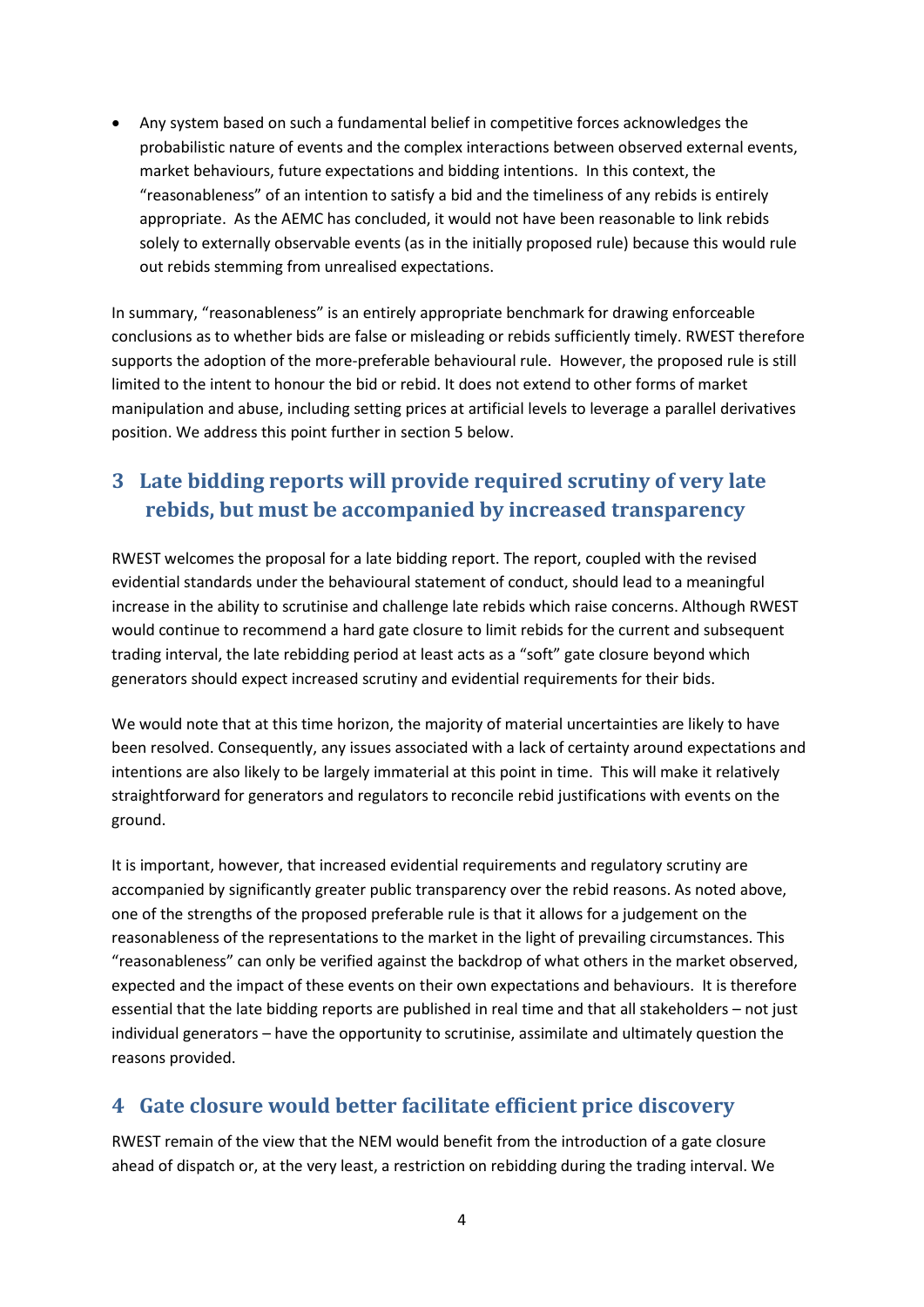- Any system based on such a fundamental belief in competitive forces acknowledges the probabilistic nature of events and the complex interactions between observed external events, market behaviours, future expectations and bidding intentions. In this context, the "reasonableness" of an intention to satisfy a bid and the timeliness of any rebids is entirely appropriate. As the AEMC has concluded, it would not have been reasonable to link rebids solely to externally observable events (as in the initially proposed rule) because this would rule out rebids stemming from unrealised expectations.

In summary, "reasonableness" is an entirely appropriate benchmark for drawing enforceable conclusions as to whether bids are false or misleading or rebids sufficiently timely. RWEST therefore supports the adoption of the more-preferable behavioural rule. However, the proposed rule is still limited to the intent to honour the bid or rebid. It does not extend to other forms of market manipulation and abuse, including setting prices at artificial levels to leverage a parallel derivatives position. We address this point further in section 5 below.

## 3 Late bidding reports will provide required scrutiny of very late rebids, but must be accompanied by increased transparency

RWEST welcomes the proposal for a late bidding report. The report, coupled with the revised evidential standards under the behavioural statement of conduct, should lead to a meaningful increase in the ability to scrutinise and challenge late rebids which raise concerns. Although RWEST would continue to recommend a hard gate closure to limit rebids for the current and subsequent trading interval, the late rebidding period at least acts as a "soft" gate closure beyond which generators should expect increased scrutiny and evidential requirements for their bids.

We would note that at this time horizon, the majority of material uncertainties are likely to have been resolved. Consequently, any issues associated with a lack of certainty around expectations and intentions are also likely to be largely immaterial at this point in time. This will make it relatively straightforward for generators and regulators to reconcile rebid justifications with events on the ground.

It is important, however, that increased evidential requirements and regulatory scrutiny are accompanied by significantly greater public transparency over the rebid reasons. As noted above, one of the strengths of the proposed preferable rule is that it allows for a judgement on the reasonableness of the representations to the market in the light of prevailing circumstances. This "reasonableness" can only be verified against the backdrop of what others in the market observed, expected and the impact of these events on their own expectations and behaviours. It is therefore essential that the late bidding reports are published in real time and that all stakeholders – not just individual generators – have the opportunity to scrutinise, assimilate and ultimately question the reasons provided.

## 4 Gate closure would better facilitate efficient price discovery

RWEST remain of the view that the NEM would benefit from the introduction of a gate closure ahead of dispatch or, at the very least, a restriction on rebidding during the trading interval. We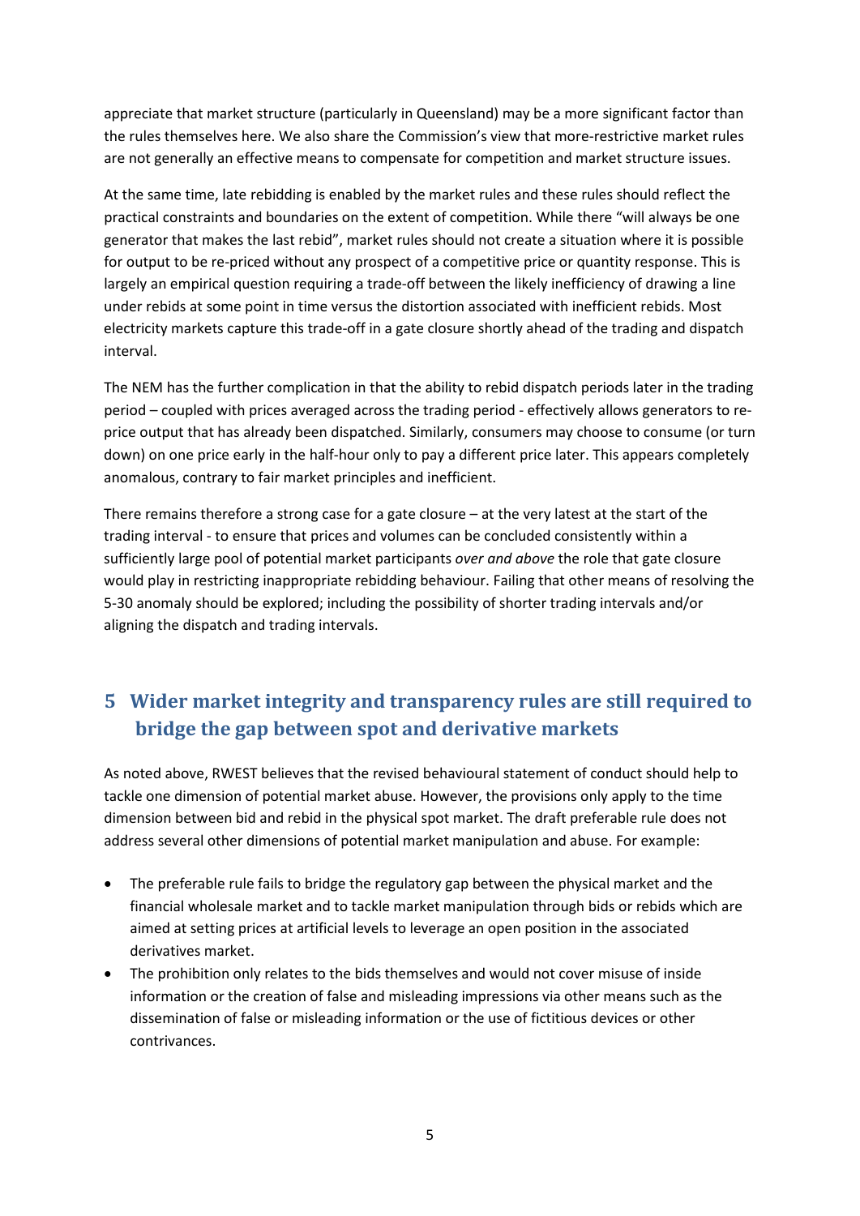appreciate that market structure (particularly in Queensland) may be a more significant factor than the rules themselves here. We also share the Commission's view that more-restrictive market rules are not generally an effective means to compensate for competition and market structure issues.

At the same time, late rebidding is enabled by the market rules and these rules should reflect the practical constraints and boundaries on the extent of competition. While there "will always be one generator that makes the last rebid", market rules should not create a situation where it is possible for output to be re-priced without any prospect of a competitive price or quantity response. This is largely an empirical question requiring a trade-off between the likely inefficiency of drawing a line under rebids at some point in time versus the distortion associated with inefficient rebids. Most electricity markets capture this trade-off in a gate closure shortly ahead of the trading and dispatch interval.

The NEM has the further complication in that the ability to rebid dispatch periods later in the trading period – coupled with prices averaged across the trading period - effectively allows generators to re-price output that has already been dispatched. Similarly, consumers may choose to consume (or turn down) on one price early in the half-hour only to pay a different price later. This appears completely anomalous, contrary to fair market principles and inefficient.

There remains therefore a strong case for a gate closure – at the very latest at the start of the trading interval - to ensure that prices and volumes can be concluded consistently within a sufficiently large pool of potential market participants *over and above* the role that gate closure would play in restricting inappropriate rebidding behaviour. Failing that other means of resolving the 5-30 anomaly should be explored; including the possibility of shorter trading intervals and/or aligning the dispatch and trading intervals.

## 5 Wider market integrity and transparency rules are still required to bridge the gap between spot and derivative markets

As noted above, RWEST believes that the revised behavioural statement of conduct should help to tackle one dimension of potential market abuse. However, the provisions only apply to the time dimension between bid and rebid in the physical spot market. The draft preferable rule does not address several other dimensions of potential market manipulation and abuse. For example:

- The preferable rule fails to bridge the regulatory gap between the physical market and the financial wholesale market and to tackle market manipulation through bids or rebids which are aimed at setting prices at artificial levels to leverage an open position in the associated derivatives market.
- The prohibition only relates to the bids themselves and would not cover misuse of inside information or the creation of false and misleading impressions via other means such as the dissemination of false or misleading information or the use of fictitious devices or other contrivances.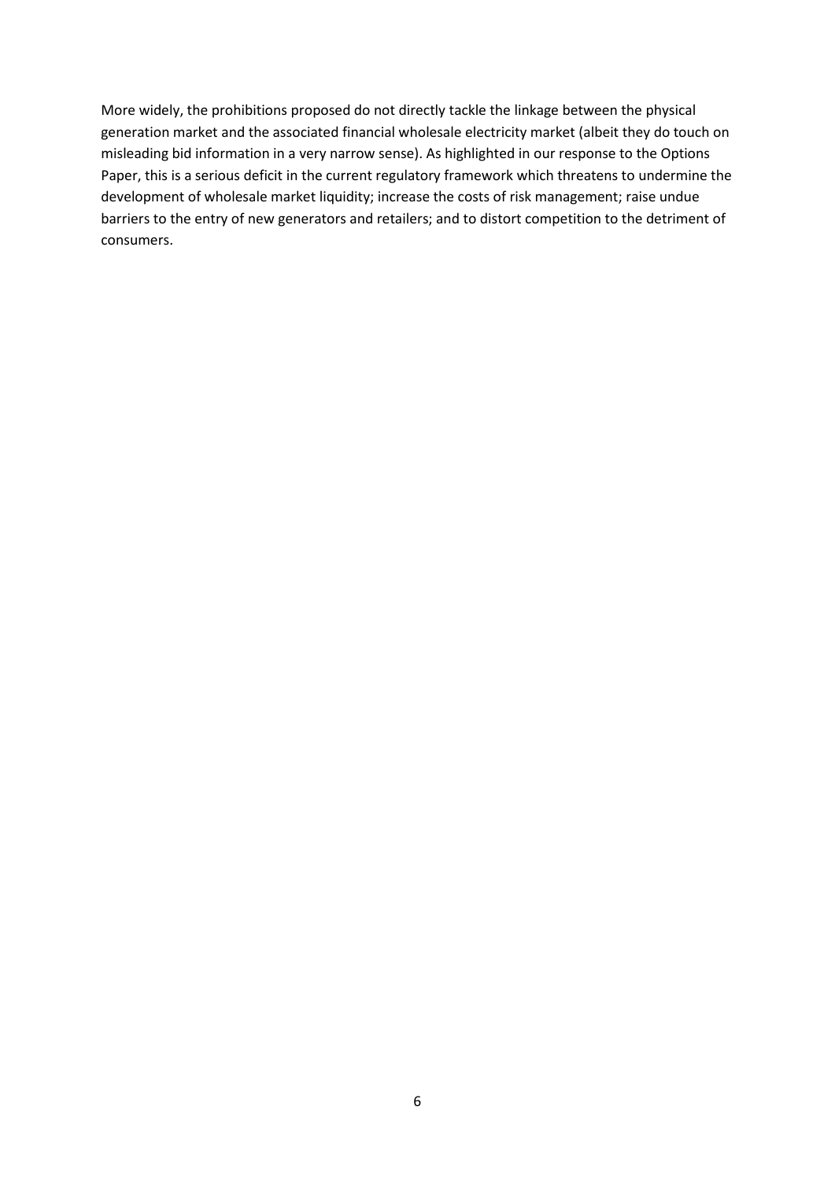More widely, the prohibitions proposed do not directly tackle the linkage between the physical generation market and the associated financial wholesale electricity market (albeit they do touch on misleading bid information in a very narrow sense). As highlighted in our response to the Options Paper, this is a serious deficit in the current regulatory framework which threatens to undermine the development of wholesale market liquidity; increase the costs of risk management; raise undue barriers to the entry of new generators and retailers; and to distort competition to the detriment of consumers.